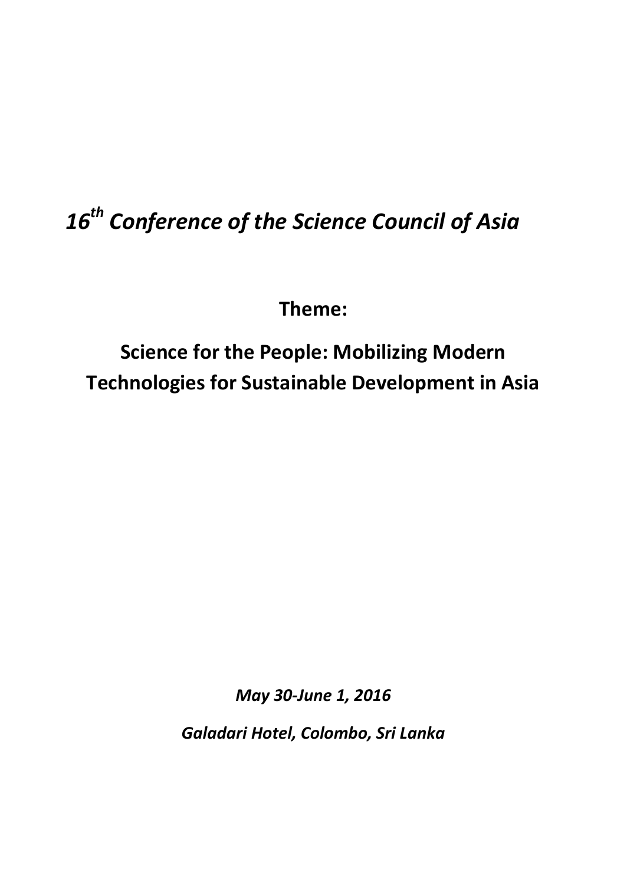# *16th Conference of the Science Council of Asia*

**Theme:**

## Science for the People: Mobilizing Modern Technologies for Sustainable Development in Asia

***May 30-June 1, 2016***

***Galadari Hotel, Colombo, Sri Lanka***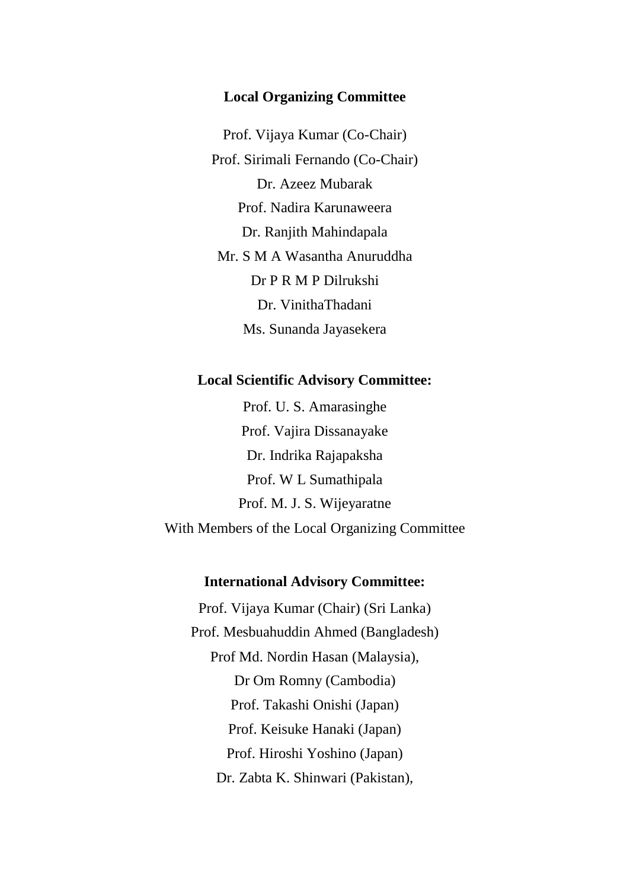## Local Organizing Committee

Prof. Vijaya Kumar (Co-Chair)

Prof. Sirimali Fernando (Co-Chair)

Dr. Azeez Mubarak

Prof. Nadira Karunaweera

Dr. Ranjith Mahindapala

Mr. S M A Wasantha Anuruddha

Dr P R M P Dilrukshi

Dr. VinithaThadani

Ms. Sunanda Jayasekera

## Local Scientific Advisory Committee:

Prof. U. S. Amarasinghe

Prof. Vajira Dissanayake

Dr. Indrika Rajapaksha

Prof. W L Sumathipala

Prof. M. J. S. Wijeyaratne

With Members of the Local Organizing Committee

## International Advisory Committee:

Prof. Vijaya Kumar (Chair) (Sri Lanka)

Prof. Mesbuahuddin Ahmed (Bangladesh)

Prof Md. Nordin Hasan (Malaysia),

Dr Om Romny (Cambodia)

Prof. Takashi Onishi (Japan)

Prof. Keisuke Hanaki (Japan)

Prof. Hiroshi Yoshino (Japan)

Dr. Zabta K. Shinwari (Pakistan),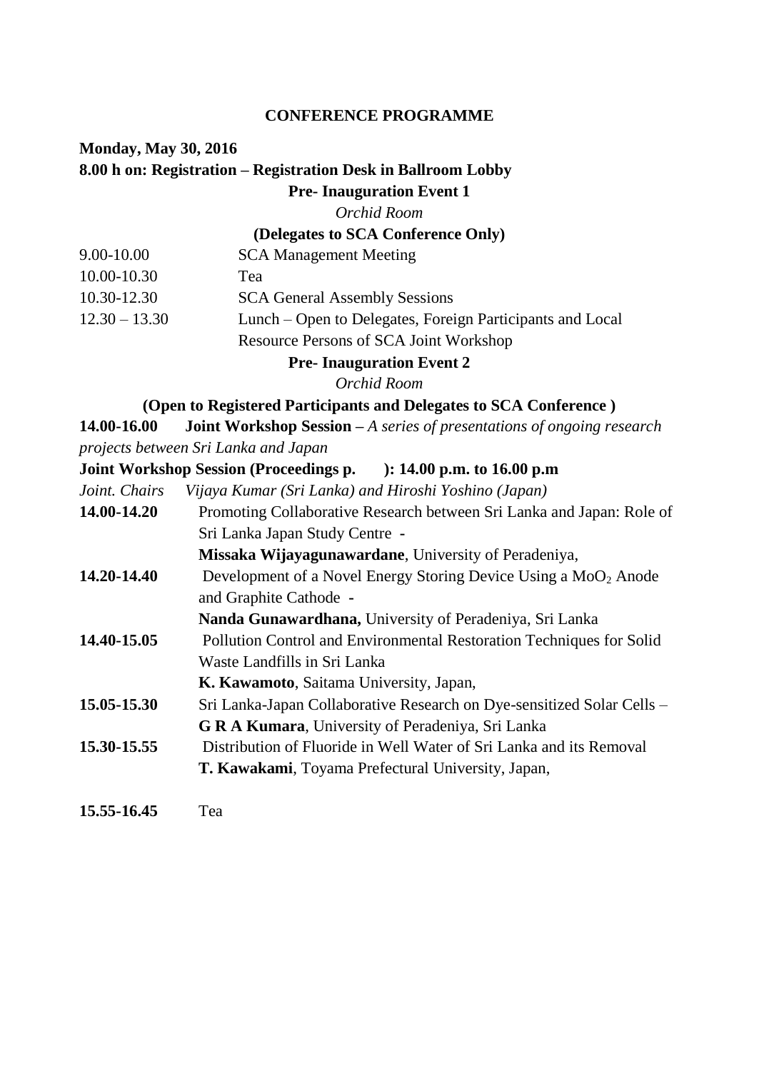# CONFERENCE PROGRAMME

**Monday, May 30, 2016**

**8.00 h on: Registration – Registration Desk in Ballroom Lobby**

**Pre- Inauguration Event 1**

*Orchid Room*

**(Delegates to SCA Conference Only)**

9.00-10.00 SCA Management Meeting

10.00-10.30 Tea

10.30-12.30 SCA General Assembly Sessions

12.30 – 13.30 Lunch – Open to Delegates, Foreign Participants and Local Resource Persons of SCA Joint Workshop

**Pre- Inauguration Event 2**

*Orchid Room*

**(Open to Registered Participants and Delegates to SCA Conference )**

**14.00-16.00 Joint Workshop Session –** *A series of presentations of ongoing research projects between Sri Lanka and Japan*

**Joint Workshop Session (Proceedings p. ): 14.00 p.m. to 16.00 p.m**

*Joint. Chairs Vijaya Kumar (Sri Lanka) and Hiroshi Yoshino (Japan)*

**14.00-14.20** Promoting Collaborative Research between Sri Lanka and Japan: Role of Sri Lanka Japan Study Centre -
**Missaka Wijayagunawardane**, University of Peradeniya,

**14.20-14.40** Development of a Novel Energy Storing Device Using a $MoO_2$ Anode and Graphite Cathode -
**Nanda Gunawardhana,** University of Peradeniya, Sri Lanka

**14.40-15.05** Pollution Control and Environmental Restoration Techniques for Solid Waste Landfills in Sri Lanka
**K. Kawamoto**, Saitama University, Japan,

**15.05-15.30** Sri Lanka-Japan Collaborative Research on Dye-sensitized Solar Cells –
**G R A Kumara**, University of Peradeniya, Sri Lanka

**15.30-15.55** Distribution of Fluoride in Well Water of Sri Lanka and its Removal
**T. Kawakami**, Toyama Prefectural University, Japan,

**15.55-16.45** Tea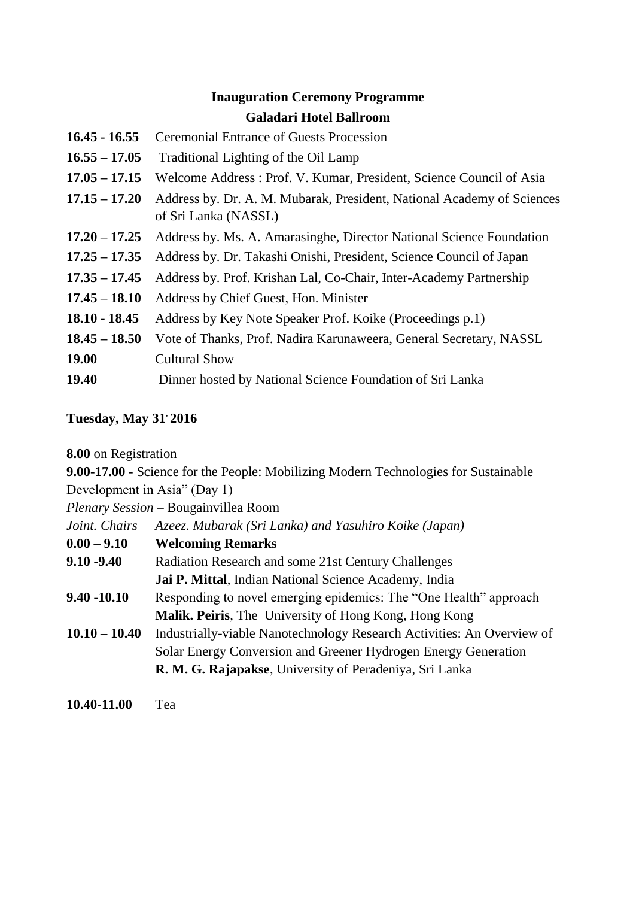## Inauguration Ceremony Programme

## Galadari Hotel Ballroom

| | |
|---|---|
| **16.45 - 16.55** | Ceremonial Entrance of Guests Procession |
| **16.55 – 17.05** | Traditional Lighting of the Oil Lamp |
| **17.05 – 17.15** | Welcome Address : Prof. V. Kumar, President, Science Council of Asia |
| **17.15 – 17.20** | Address by. Dr. A. M. Mubarak, President, National Academy of Sciences of Sri Lanka (NASSL) |
| **17.20 – 17.25** | Address by. Ms. A. Amarasinghe, Director National Science Foundation |
| **17.25 – 17.35** | Address by. Dr. Takashi Onishi, President, Science Council of Japan |
| **17.35 – 17.45** | Address by. Prof. Krishan Lal, Co-Chair, Inter-Academy Partnership |
| **17.45 – 18.10** | Address by Chief Guest, Hon. Minister |
| **18.10 - 18.45** | Address by Key Note Speaker Prof. Koike (Proceedings p.1) |
| **18.45 – 18.50** | Vote of Thanks, Prof. Nadira Karunaweera, General Secretary, NASSL |
| **19.00** | Cultural Show |
| **19.40** | Dinner hosted by National Science Foundation of Sri Lanka |

**Tuesday, May 31' 2016**

**8.00** on Registration

**9.00-17.00 -** Science for the People: Mobilizing Modern Technologies for Sustainable Development in Asia" (Day 1)

*Plenary Session* – Bougainvillea Room

*Joint. Chairs* *Azeez. Mubarak (Sri Lanka) and Yasuhiro Koike (Japan)*

| | |
|---|---|
| **0.00 – 9.10** | **Welcoming Remarks** |
| **9.10 -9.40** | Radiation Research and some 21st Century Challenges<br>**Jai P. Mittal**, Indian National Science Academy, India |
| **9.40 -10.10** | Responding to novel emerging epidemics: The "One Health" approach<br>**Malik. Peiris**, The University of Hong Kong, Hong Kong |
| **10.10 – 10.40** | Industrially-viable Nanotechnology Research Activities: An Overview of Solar Energy Conversion and Greener Hydrogen Energy Generation<br>**R. M. G. Rajapakse**, University of Peradeniya, Sri Lanka |
| **10.40-11.00** | Tea |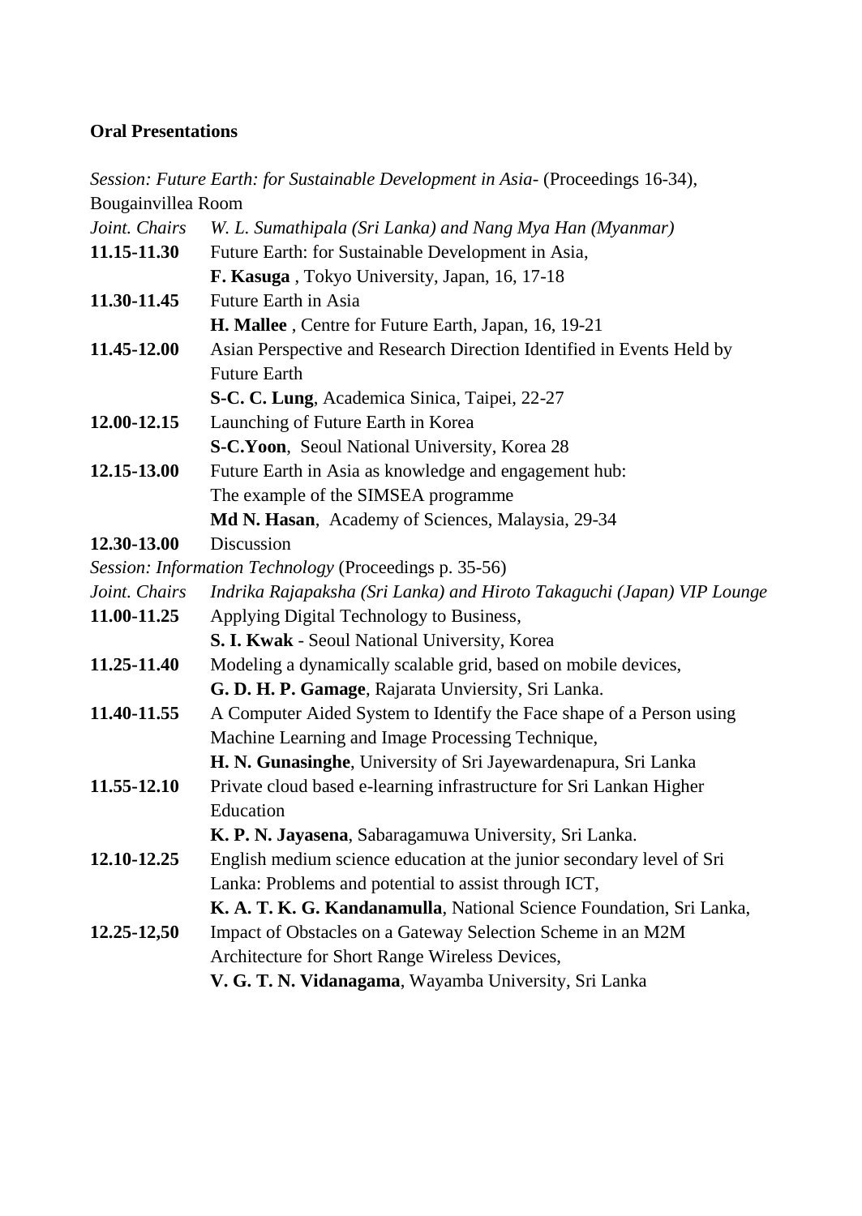**Oral Presentations**

*Session: Future Earth: for Sustainable Development in Asia*- (Proceedings 16-34), Bougainvillea Room

*Joint. Chairs* *W. L. Sumathipala (Sri Lanka) and Nang Mya Han (Myanmar)*

**11.15-11.30** Future Earth: for Sustainable Development in Asia,
**F. Kasuga** , Tokyo University, Japan, 16, 17-18

**11.30-11.45** Future Earth in Asia
**H. Mallee** , Centre for Future Earth, Japan, 16, 19-21

**11.45-12.00** Asian Perspective and Research Direction Identified in Events Held by Future Earth
**S-C. C. Lung**, Academica Sinica, Taipei, 22-27

**12.00-12.15** Launching of Future Earth in Korea
**S-C.Yoon**, Seoul National University, Korea 28

**12.15-13.00** Future Earth in Asia as knowledge and engagement hub: The example of the SIMSEA programme
**Md N. Hasan**, Academy of Sciences, Malaysia, 29-34

**12.30-13.00** Discussion

*Session: Information Technology* (Proceedings p. 35-56)

*Joint. Chairs* *Indrika Rajapaksha (Sri Lanka) and Hiroto Takaguchi (Japan) VIP Lounge*

**11.00-11.25** Applying Digital Technology to Business,
**S. I. Kwak** - Seoul National University, Korea

**11.25-11.40** Modeling a dynamically scalable grid, based on mobile devices,
**G. D. H. P. Gamage**, Rajarata Unviersity, Sri Lanka.

**11.40-11.55** A Computer Aided System to Identify the Face shape of a Person using Machine Learning and Image Processing Technique,
**H. N. Gunasinghe**, University of Sri Jayewardenapura, Sri Lanka

**11.55-12.10** Private cloud based e-learning infrastructure for Sri Lankan Higher Education
**K. P. N. Jayasena**, Sabaragamuwa University, Sri Lanka.

**12.10-12.25** English medium science education at the junior secondary level of Sri Lanka: Problems and potential to assist through ICT,
**K. A. T. K. G. Kandanamulla**, National Science Foundation, Sri Lanka,

**12.25-12,50** Impact of Obstacles on a Gateway Selection Scheme in an M2M Architecture for Short Range Wireless Devices,
**V. G. T. N. Vidanagama**, Wayamba University, Sri Lanka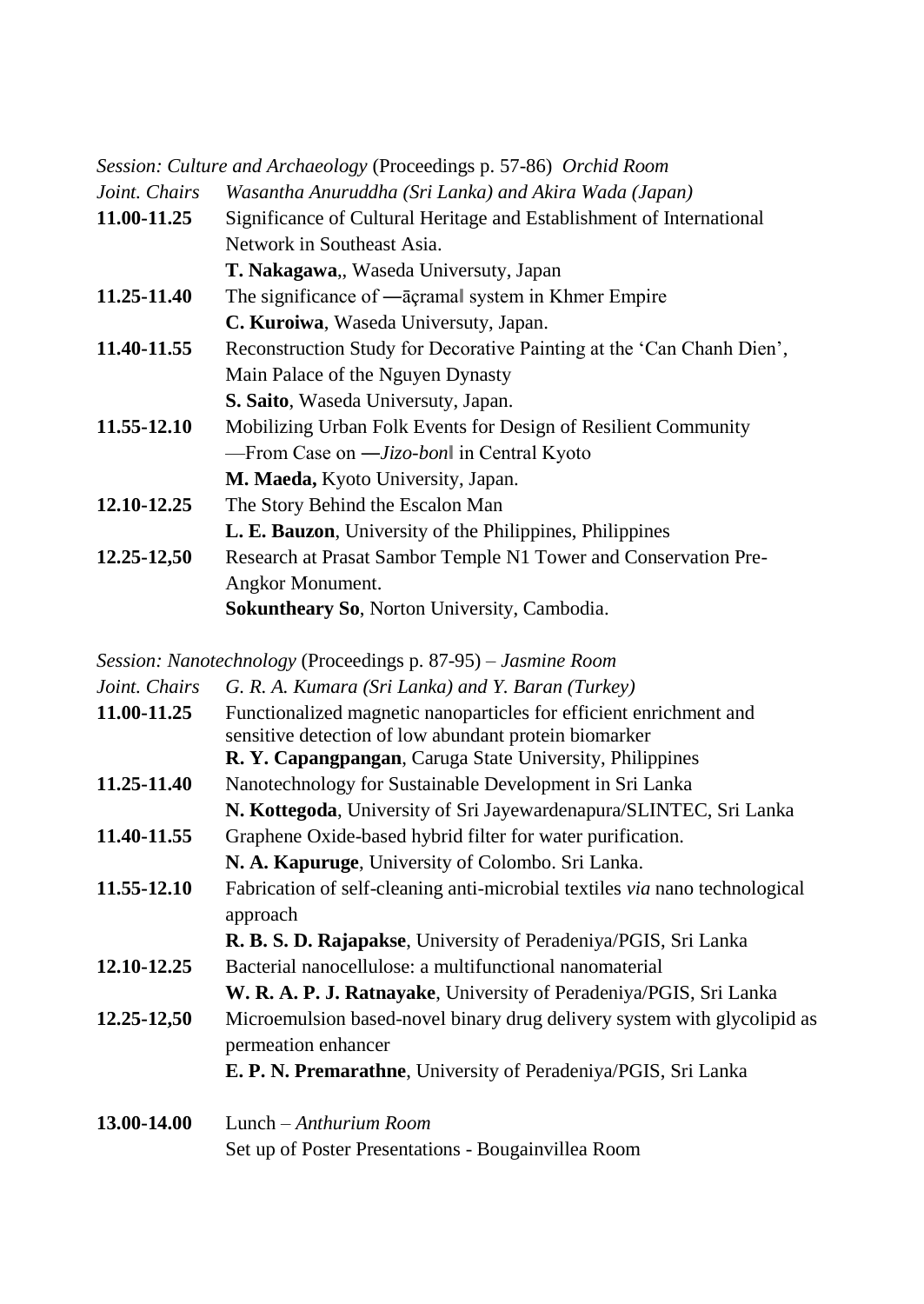*Session: Culture and Archaeology* (Proceedings p. 57-86) *Orchid Room*

*Joint. Chairs* *Wasantha Anuruddha (Sri Lanka) and Akira Wada (Japan)*

**11.00-11.25** Significance of Cultural Heritage and Establishment of International Network in Southeast Asia.
**T. Nakagawa**,, Waseda Universuty, Japan

**11.25-11.40** The significance of ―āçrama‖ system in Khmer Empire
**C. Kuroiwa**, Waseda Universuty, Japan.

**11.40-11.55** Reconstruction Study for Decorative Painting at the 'Can Chanh Dien', Main Palace of the Nguyen Dynasty
**S. Saito**, Waseda Universuty, Japan.

**11.55-12.10** Mobilizing Urban Folk Events for Design of Resilient Community —From Case on ―*Jizo-bon*‖ in Central Kyoto
**M. Maeda,** Kyoto University, Japan.

**12.10-12.25** The Story Behind the Escalon Man
**L. E. Bauzon**, University of the Philippines, Philippines

**12.25-12,50** Research at Prasat Sambor Temple N1 Tower and Conservation Pre-Angkor Monument.
**Sokuntheary So**, Norton University, Cambodia.

*Session: Nanotechnology* (Proceedings p. 87-95) – *Jasmine Room*

*Joint. Chairs* *G. R. A. Kumara (Sri Lanka) and Y. Baran (Turkey)*

**11.00-11.25** Functionalized magnetic nanoparticles for efficient enrichment and sensitive detection of low abundant protein biomarker
**R. Y. Capangpangan**, Caruga State University, Philippines

**11.25-11.40** Nanotechnology for Sustainable Development in Sri Lanka
**N. Kottegoda**, University of Sri Jayewardenapura/SLINTEC, Sri Lanka

**11.40-11.55** Graphene Oxide-based hybrid filter for water purification.
**N. A. Kapuruge**, University of Colombo. Sri Lanka.

**11.55-12.10** Fabrication of self-cleaning anti-microbial textiles *via* nano technological approach
**R. B. S. D. Rajapakse**, University of Peradeniya/PGIS, Sri Lanka

**12.10-12.25** Bacterial nanocellulose: a multifunctional nanomaterial
**W. R. A. P. J. Ratnayake**, University of Peradeniya/PGIS, Sri Lanka

**12.25-12,50** Microemulsion based-novel binary drug delivery system with glycolipid as permeation enhancer
**E. P. N. Premarathne**, University of Peradeniya/PGIS, Sri Lanka

**13.00-14.00** Lunch – *Anthurium Room*
Set up of Poster Presentations - Bougainvillea Room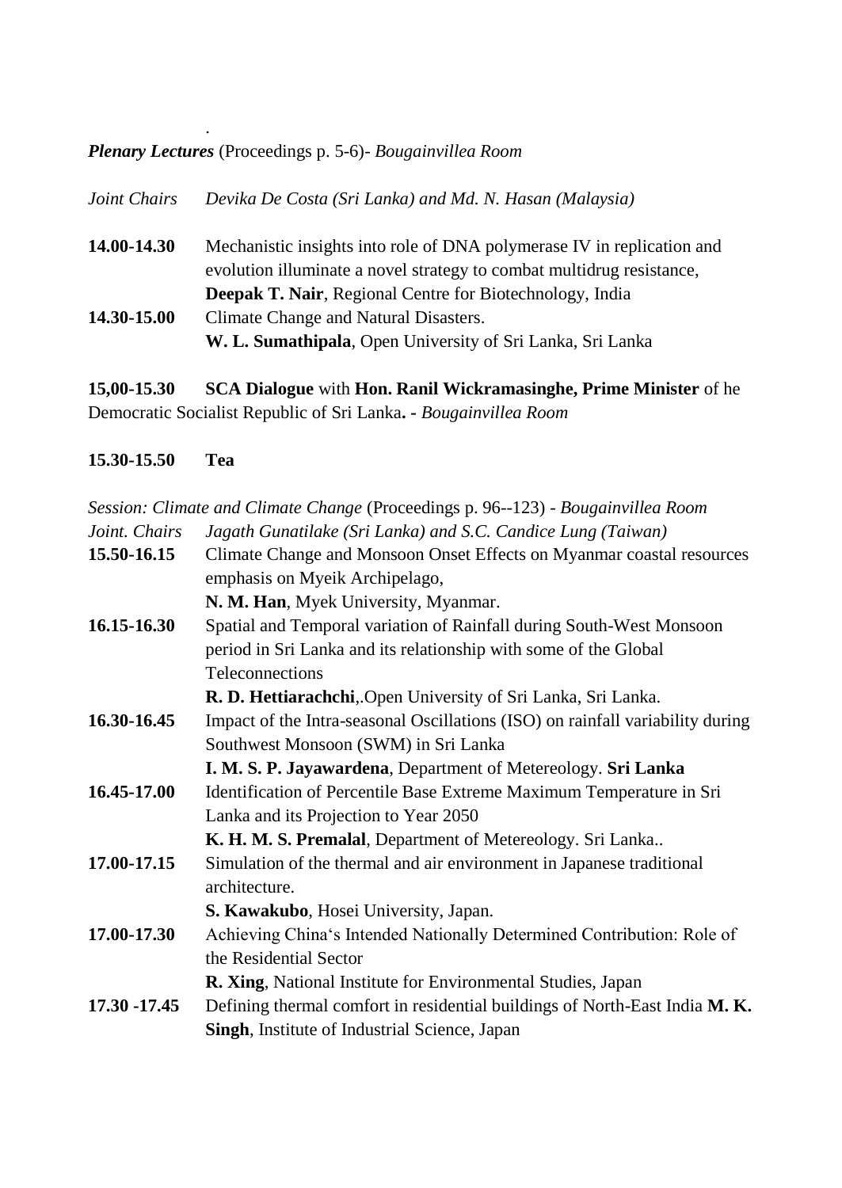.

***Plenary Lectures*** (Proceedings p. 5-6)- *Bougainvillea Room*

*Joint Chairs Devika De Costa (Sri Lanka) and Md. N. Hasan (Malaysia)*

**14.00-14.30** Mechanistic insights into role of DNA polymerase IV in replication and evolution illuminate a novel strategy to combat multidrug resistance, **Deepak T. Nair**, Regional Centre for Biotechnology, India

**14.30-15.00** Climate Change and Natural Disasters. **W. L. Sumathipala**, Open University of Sri Lanka, Sri Lanka

**15,00-15.30** **SCA Dialogue** with **Hon. Ranil Wickramasinghe, Prime Minister** of he Democratic Socialist Republic of Sri Lanka**.** **-** *Bougainvillea Room*

**15.30-15.50** **Tea**

*Session: Climate and Climate Change* (Proceedings p. 96--123) - *Bougainvillea Room*

*Joint. Chairs Jagath Gunatilake (Sri Lanka) and S.C. Candice Lung (Taiwan)*

**15.50-16.15** Climate Change and Monsoon Onset Effects on Myanmar coastal resources emphasis on Myeik Archipelago, **N. M. Han**, Myek University, Myanmar.

**16.15-16.30** Spatial and Temporal variation of Rainfall during South-West Monsoon period in Sri Lanka and its relationship with some of the Global Teleconnections **R. D. Hettiarachchi**,.Open University of Sri Lanka, Sri Lanka.

**16.30-16.45** Impact of the Intra-seasonal Oscillations (ISO) on rainfall variability during Southwest Monsoon (SWM) in Sri Lanka **I. M. S. P. Jayawardena**, Department of Metereology. **Sri Lanka**

**16.45-17.00** Identification of Percentile Base Extreme Maximum Temperature in Sri Lanka and its Projection to Year 2050 **K. H. M. S. Premalal**, Department of Metereology. Sri Lanka..

**17.00-17.15** Simulation of the thermal and air environment in Japanese traditional architecture. **S. Kawakubo**, Hosei University, Japan.

**17.00-17.30** Achieving China's Intended Nationally Determined Contribution: Role of the Residential Sector **R. Xing**, National Institute for Environmental Studies, Japan

**17.30 -17.45** Defining thermal comfort in residential buildings of North-East India **M. K. Singh**, Institute of Industrial Science, Japan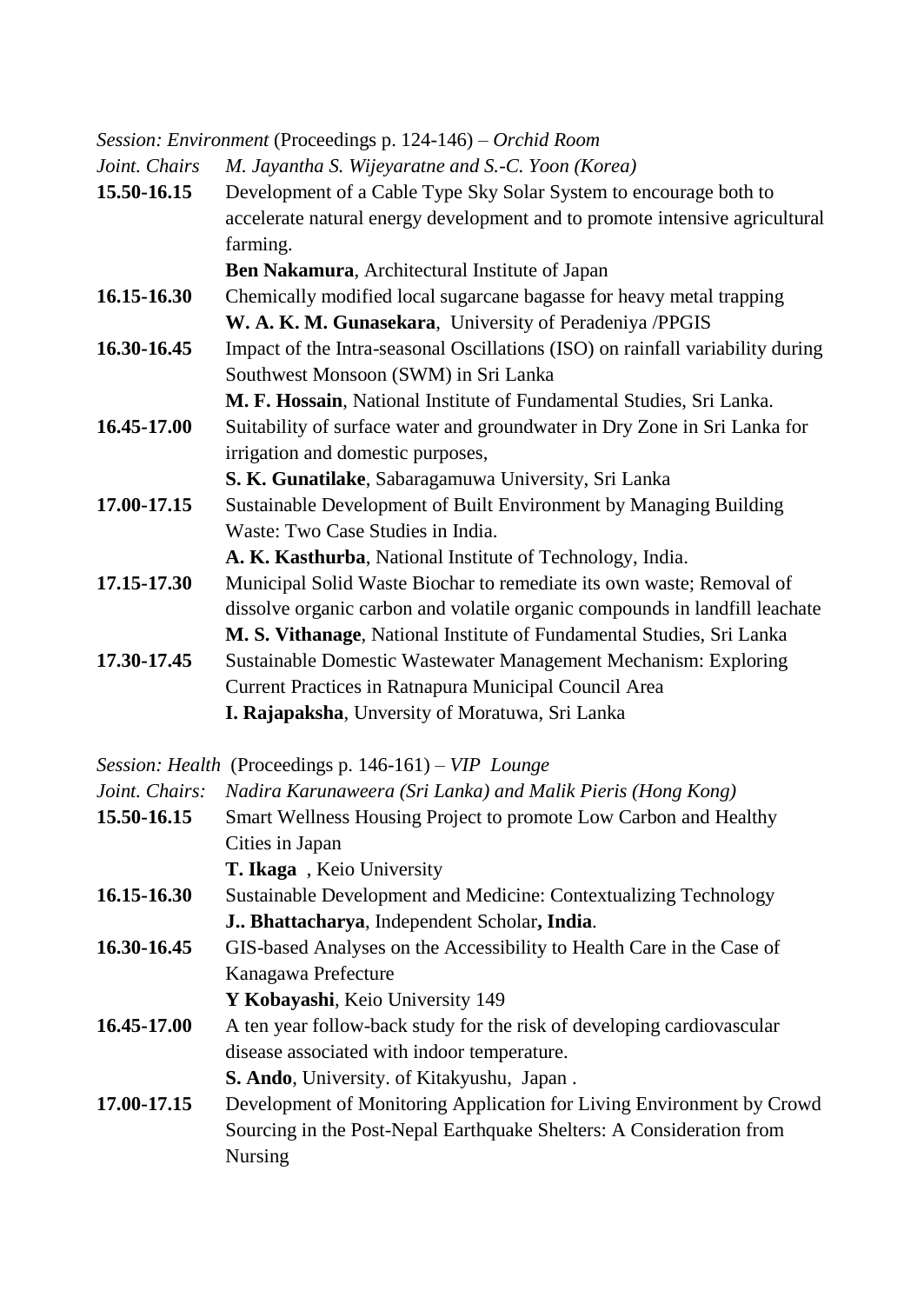*Session: Environment* (Proceedings p. 124-146) – *Orchid Room*

*Joint. Chairs* *M. Jayantha S. Wijeyaratne and S.-C. Yoon (Korea)*

**15.50-16.15** Development of a Cable Type Sky Solar System to encourage both to accelerate natural energy development and to promote intensive agricultural farming.
**Ben Nakamura**, Architectural Institute of Japan

**16.15-16.30** Chemically modified local sugarcane bagasse for heavy metal trapping
**W. A. K. M. Gunasekara**, University of Peradeniya /PPGIS

**16.30-16.45** Impact of the Intra-seasonal Oscillations (ISO) on rainfall variability during Southwest Monsoon (SWM) in Sri Lanka
**M. F. Hossain**, National Institute of Fundamental Studies, Sri Lanka.

**16.45-17.00** Suitability of surface water and groundwater in Dry Zone in Sri Lanka for irrigation and domestic purposes,
**S. K. Gunatilake**, Sabaragamuwa University, Sri Lanka

**17.00-17.15** Sustainable Development of Built Environment by Managing Building Waste: Two Case Studies in India.
**A. K. Kasthurba**, National Institute of Technology, India.

**17.15-17.30** Municipal Solid Waste Biochar to remediate its own waste; Removal of dissolve organic carbon and volatile organic compounds in landfill leachate
**M. S. Vithanage**, National Institute of Fundamental Studies, Sri Lanka

**17.30-17.45** Sustainable Domestic Wastewater Management Mechanism: Exploring Current Practices in Ratnapura Municipal Council Area
**I. Rajapaksha**, Unversity of Moratuwa, Sri Lanka

*Session: Health* (Proceedings p. 146-161) – *VIP Lounge*

*Joint. Chairs:* *Nadira Karunaweera (Sri Lanka) and Malik Pieris (Hong Kong)*

**15.50-16.15** Smart Wellness Housing Project to promote Low Carbon and Healthy Cities in Japan
**T. Ikaga** , Keio University

**16.15-16.30** Sustainable Development and Medicine: Contextualizing Technology
**J.. Bhattacharya**, Independent Scholar**, India**.

**16.30-16.45** GIS-based Analyses on the Accessibility to Health Care in the Case of Kanagawa Prefecture
**Y Kobayashi**, Keio University 149

**16.45-17.00** A ten year follow-back study for the risk of developing cardiovascular disease associated with indoor temperature.
**S. Ando**, University. of Kitakyushu, Japan .

**17.00-17.15** Development of Monitoring Application for Living Environment by Crowd Sourcing in the Post-Nepal Earthquake Shelters: A Consideration from Nursing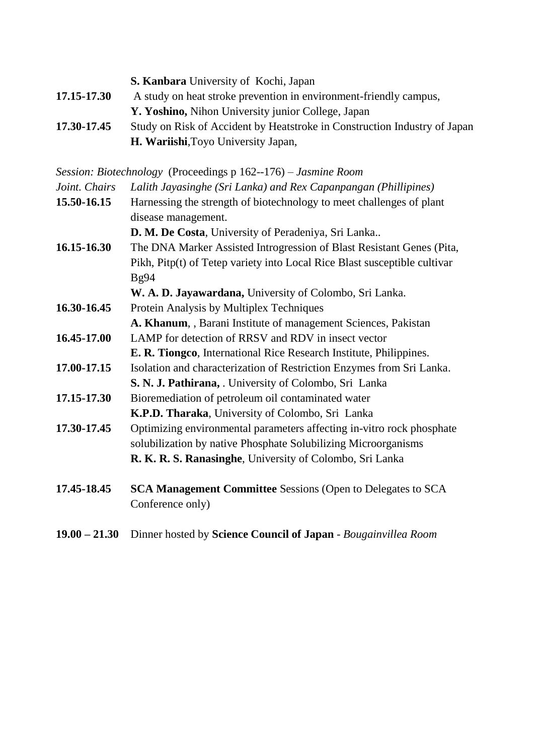**S. Kanbara** University of Kochi, Japan

**17.15-17.30** A study on heat stroke prevention in environment-friendly campus,
**Y. Yoshino,** Nihon University junior College, Japan

**17.30-17.45** Study on Risk of Accident by Heatstroke in Construction Industry of Japan
**H. Wariishi**,Toyo University Japan,

*Session: Biotechnology* (Proceedings p 162--176) – *Jasmine Room*

*Joint. Chairs* *Lalith Jayasinghe (Sri Lanka) and Rex Capanpangan (Phillipines)*

**15.50-16.15** Harnessing the strength of biotechnology to meet challenges of plant disease management.
**D. M. De Costa**, University of Peradeniya, Sri Lanka..

**16.15-16.30** The DNA Marker Assisted Introgression of Blast Resistant Genes (Pita, Pikh, Pitp(t) of Tetep variety into Local Rice Blast susceptible cultivar Bg94
**W. A. D. Jayawardana,** University of Colombo, Sri Lanka.

**16.30-16.45** Protein Analysis by Multiplex Techniques
**A. Khanum**, , Barani Institute of management Sciences, Pakistan

**16.45-17.00** LAMP for detection of RRSV and RDV in insect vector
**E. R. Tiongco**, International Rice Research Institute, Philippines.

**17.00-17.15** Isolation and characterization of Restriction Enzymes from Sri Lanka.
**S. N. J. Pathirana,** . University of Colombo, Sri Lanka

**17.15-17.30** Bioremediation of petroleum oil contaminated water
**K.P.D. Tharaka**, University of Colombo, Sri Lanka

**17.30-17.45** Optimizing environmental parameters affecting in-vitro rock phosphate solubilization by native Phosphate Solubilizing Microorganisms
**R. K. R. S. Ranasinghe**, University of Colombo, Sri Lanka

**17.45-18.45** **SCA Management Committee** Sessions (Open to Delegates to SCA Conference only)

**19.00 – 21.30** Dinner hosted by **Science Council of Japan** - *Bougainvillea Room*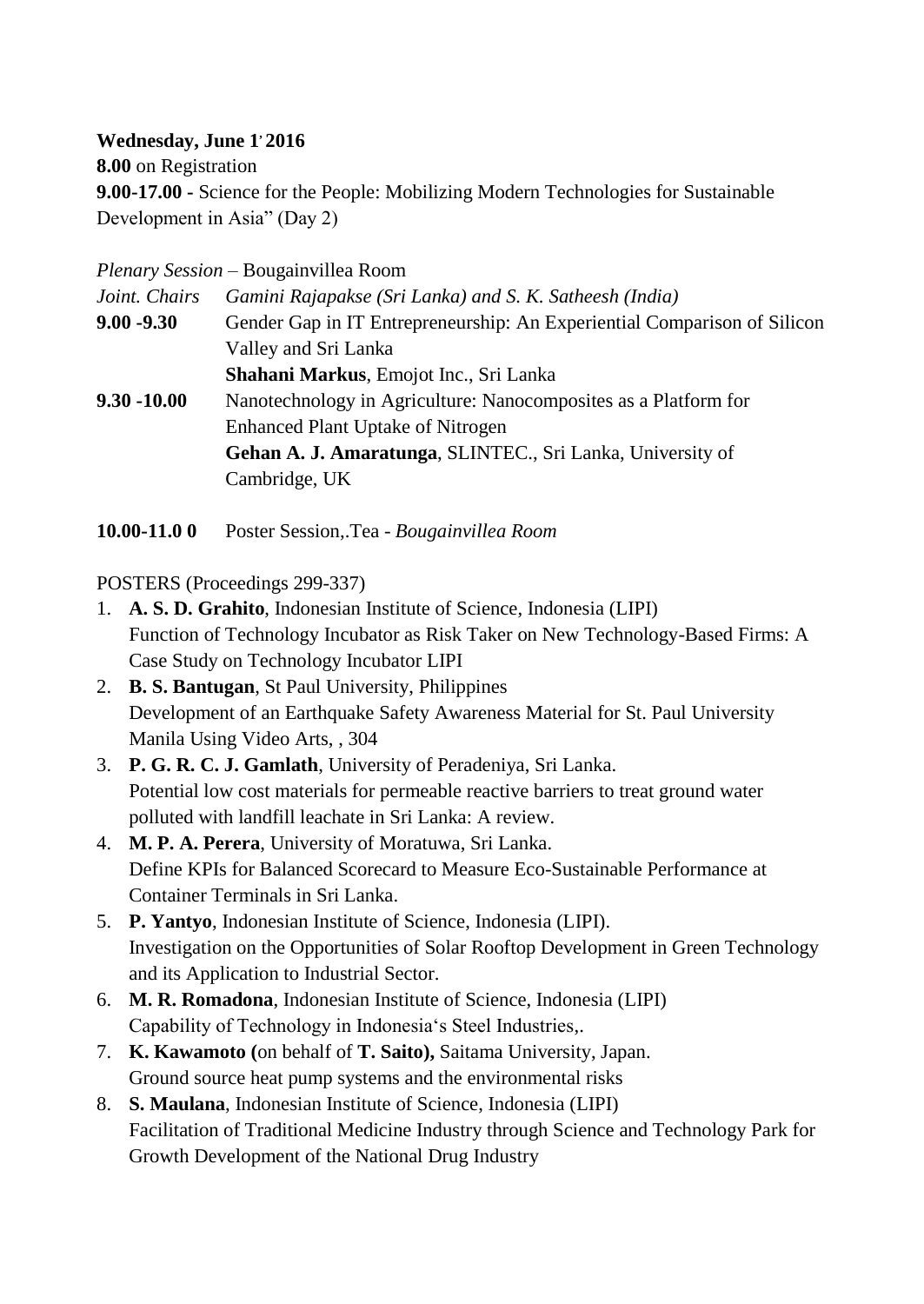**Wednesday, June 1' 2016**

**8.00** on Registration

**9.00-17.00 -** Science for the People: Mobilizing Modern Technologies for Sustainable Development in Asia" (Day 2)

*Plenary Session* – Bougainvillea Room

*Joint. Chairs* *Gamini Rajapakse (Sri Lanka) and S. K. Satheesh (India)*

**9.00 -9.30** Gender Gap in IT Entrepreneurship: An Experiential Comparison of Silicon Valley and Sri Lanka
**Shahani Markus**, Emojot Inc., Sri Lanka

**9.30 -10.00** Nanotechnology in Agriculture: Nanocomposites as a Platform for Enhanced Plant Uptake of Nitrogen
**Gehan A. J. Amaratunga**, SLINTEC., Sri Lanka, University of Cambridge, UK

**10.00-11.0 0** Poster Session,.Tea - *Bougainvillea Room*

POSTERS (Proceedings 299-337)

1. **A. S. D. Grahito**, Indonesian Institute of Science, Indonesia (LIPI)
   Function of Technology Incubator as Risk Taker on New Technology-Based Firms: A Case Study on Technology Incubator LIPI
2. **B. S. Bantugan**, St Paul University, Philippines
   Development of an Earthquake Safety Awareness Material for St. Paul University Manila Using Video Arts, , 304
3. **P. G. R. C. J. Gamlath**, University of Peradeniya, Sri Lanka.
   Potential low cost materials for permeable reactive barriers to treat ground water polluted with landfill leachate in Sri Lanka: A review.
4. **M. P. A. Perera**, University of Moratuwa, Sri Lanka.
   Define KPIs for Balanced Scorecard to Measure Eco-Sustainable Performance at Container Terminals in Sri Lanka.
5. **P. Yantyo**, Indonesian Institute of Science, Indonesia (LIPI).
   Investigation on the Opportunities of Solar Rooftop Development in Green Technology and its Application to Industrial Sector.
6. **M. R. Romadona**, Indonesian Institute of Science, Indonesia (LIPI)
   Capability of Technology in Indonesia's Steel Industries,.
7. **K. Kawamoto (**on behalf of **T. Saito),** Saitama University, Japan.
   Ground source heat pump systems and the environmental risks
8. **S. Maulana**, Indonesian Institute of Science, Indonesia (LIPI)
   Facilitation of Traditional Medicine Industry through Science and Technology Park for Growth Development of the National Drug Industry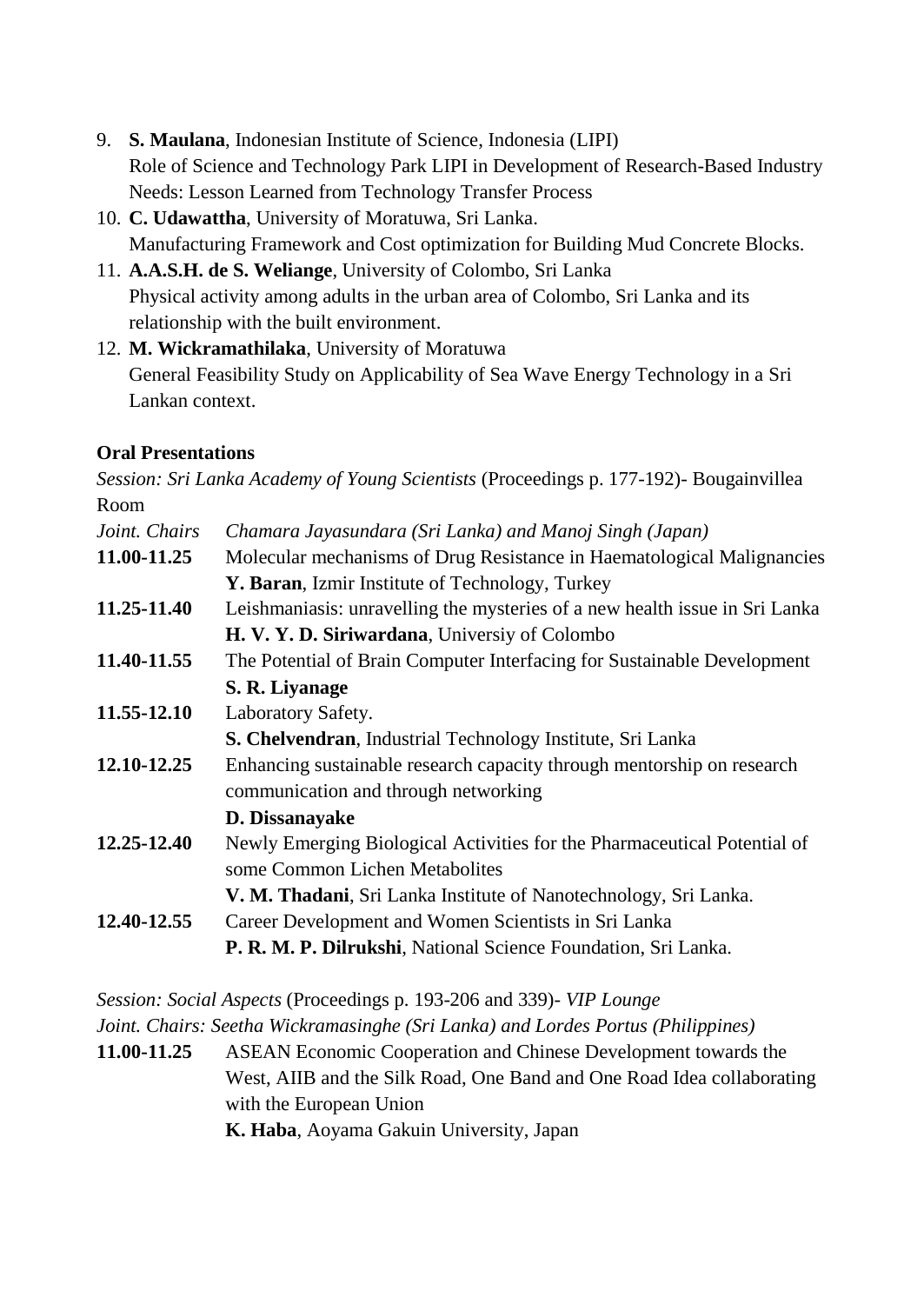9. **S. Maulana**, Indonesian Institute of Science, Indonesia (LIPI)
   Role of Science and Technology Park LIPI in Development of Research-Based Industry Needs: Lesson Learned from Technology Transfer Process
10. **C. Udawattha**, University of Moratuwa, Sri Lanka.
    Manufacturing Framework and Cost optimization for Building Mud Concrete Blocks.
11. **A.A.S.H. de S. Weliange**, University of Colombo, Sri Lanka
    Physical activity among adults in the urban area of Colombo, Sri Lanka and its relationship with the built environment.
12. **M. Wickramathilaka**, University of Moratuwa
    General Feasibility Study on Applicability of Sea Wave Energy Technology in a Sri Lankan context.

**Oral Presentations**

*Session: Sri Lanka Academy of Young Scientists* (Proceedings p. 177-192)- Bougainvillea Room

*Joint. Chairs* *Chamara Jayasundara (Sri Lanka) and Manoj Singh (Japan)*

**11.00-11.25** Molecular mechanisms of Drug Resistance in Haematological Malignancies
**Y. Baran**, Izmir Institute of Technology, Turkey

**11.25-11.40** Leishmaniasis: unravelling the mysteries of a new health issue in Sri Lanka
**H. V. Y. D. Siriwardana**, Universiy of Colombo

**11.40-11.55** The Potential of Brain Computer Interfacing for Sustainable Development
**S. R. Liyanage**

**11.55-12.10** Laboratory Safety.
**S. Chelvendran**, Industrial Technology Institute, Sri Lanka

**12.10-12.25** Enhancing sustainable research capacity through mentorship on research communication and through networking
**D. Dissanayake**

**12.25-12.40** Newly Emerging Biological Activities for the Pharmaceutical Potential of some Common Lichen Metabolites
**V. M. Thadani**, Sri Lanka Institute of Nanotechnology, Sri Lanka.

**12.40-12.55** Career Development and Women Scientists in Sri Lanka
**P. R. M. P. Dilrukshi**, National Science Foundation, Sri Lanka.

*Session: Social Aspects* (Proceedings p. 193-206 and 339)- *VIP Lounge*

*Joint. Chairs: Seetha Wickramasinghe (Sri Lanka) and Lordes Portus (Philippines)*

**11.00-11.25** ASEAN Economic Cooperation and Chinese Development towards the West, AIIB and the Silk Road, One Band and One Road Idea collaborating with the European Union
**K. Haba**, Aoyama Gakuin University, Japan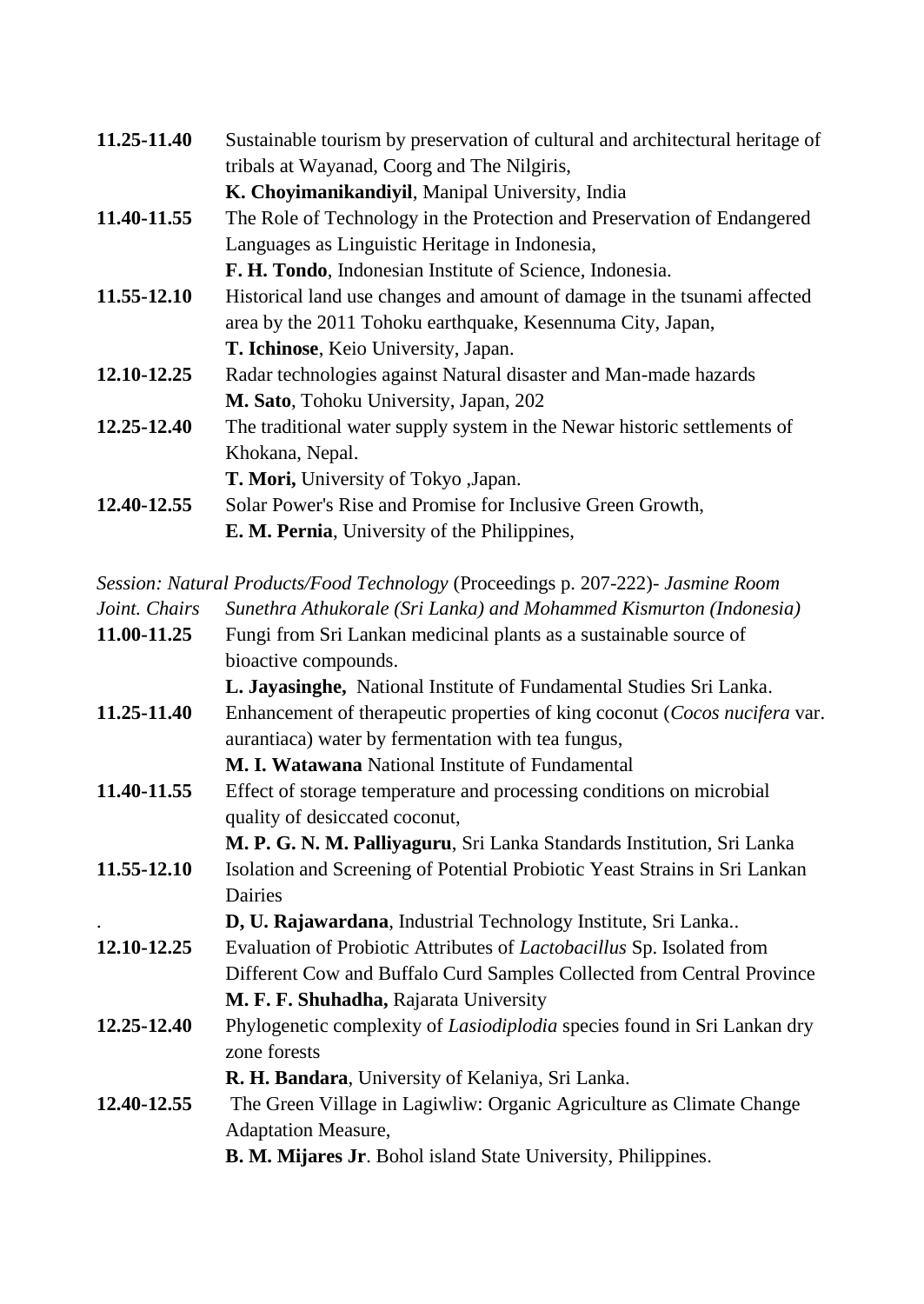**11.25-11.40** Sustainable tourism by preservation of cultural and architectural heritage of tribals at Wayanad, Coorg and The Nilgiris,
**K. Choyimanikandiyil**, Manipal University, India

**11.40-11.55** The Role of Technology in the Protection and Preservation of Endangered Languages as Linguistic Heritage in Indonesia,
**F. H. Tondo**, Indonesian Institute of Science, Indonesia.

**11.55-12.10** Historical land use changes and amount of damage in the tsunami affected area by the 2011 Tohoku earthquake, Kesennuma City, Japan,
**T. Ichinose**, Keio University, Japan.

**12.10-12.25** Radar technologies against Natural disaster and Man-made hazards
**M. Sato**, Tohoku University, Japan, 202

**12.25-12.40** The traditional water supply system in the Newar historic settlements of Khokana, Nepal.
**T. Mori,** University of Tokyo ,Japan.

**12.40-12.55** Solar Power's Rise and Promise for Inclusive Green Growth,
**E. M. Pernia**, University of the Philippines,

*Session: Natural Products/Food Technology* (Proceedings p. 207-222)- *Jasmine Room*
*Joint. Chairs* *Sunethra Athukorale (Sri Lanka) and Mohammed Kismurton (Indonesia)*

**11.00-11.25** Fungi from Sri Lankan medicinal plants as a sustainable source of bioactive compounds.
**L. Jayasinghe,** National Institute of Fundamental Studies Sri Lanka.

**11.25-11.40** Enhancement of therapeutic properties of king coconut (*Cocos nucifera* var. aurantiaca) water by fermentation with tea fungus,
**M. I. Watawana** National Institute of Fundamental

**11.40-11.55** Effect of storage temperature and processing conditions on microbial quality of desiccated coconut,
**M. P. G. N. M. Palliyaguru**, Sri Lanka Standards Institution, Sri Lanka

**11.55-12.10** Isolation and Screening of Potential Probiotic Yeast Strains in Sri Lankan Dairies
. **D, U. Rajawardana**, Industrial Technology Institute, Sri Lanka..

**12.10-12.25** Evaluation of Probiotic Attributes of *Lactobacillus* Sp. Isolated from Different Cow and Buffalo Curd Samples Collected from Central Province
**M. F. F. Shuhadha,** Rajarata University

**12.25-12.40** Phylogenetic complexity of *Lasiodiplodia* species found in Sri Lankan dry zone forests
**R. H. Bandara**, University of Kelaniya, Sri Lanka.

**12.40-12.55** The Green Village in Lagiwliw: Organic Agriculture as Climate Change Adaptation Measure,
**B. M. Mijares Jr**. Bohol island State University, Philippines.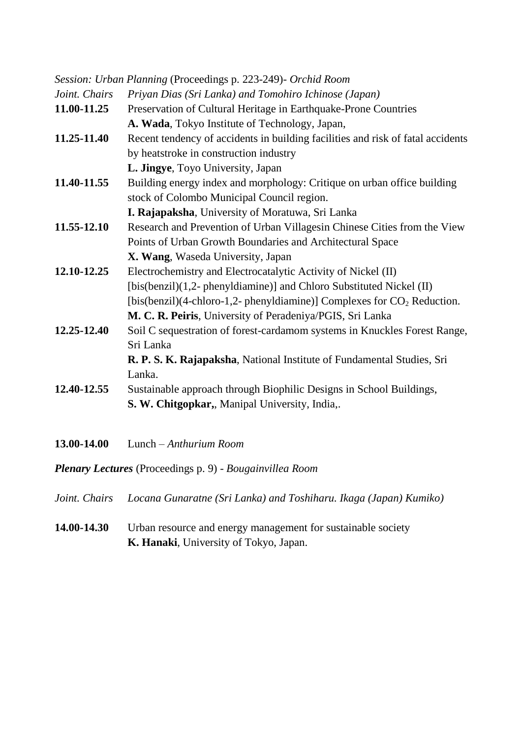*Session: Urban Planning* (Proceedings p. 223-249)- *Orchid Room*

*Joint. Chairs* *Priyan Dias (Sri Lanka) and Tomohiro Ichinose (Japan)*

**11.00-11.25** Preservation of Cultural Heritage in Earthquake-Prone Countries
**A. Wada**, Tokyo Institute of Technology, Japan,

**11.25-11.40** Recent tendency of accidents in building facilities and risk of fatal accidents by heatstroke in construction industry
**L. Jingye**, Toyo University, Japan

**11.40-11.55** Building energy index and morphology: Critique on urban office building stock of Colombo Municipal Council region.
**I. Rajapaksha**, University of Moratuwa, Sri Lanka

**11.55-12.10** Research and Prevention of Urban Villagesin Chinese Cities from the View Points of Urban Growth Boundaries and Architectural Space
**X. Wang**, Waseda University, Japan

**12.10-12.25** Electrochemistry and Electrocatalytic Activity of Nickel (II) [bis(benzil)(1,2- phenyldiamine)] and Chloro Substituted Nickel (II) [bis(benzil)(4-chloro-1,2- phenyldiamine)] Complexes for $CO_2$ Reduction.
**M. C. R. Peiris**, University of Peradeniya/PGIS, Sri Lanka

**12.25-12.40** Soil C sequestration of forest-cardamom systems in Knuckles Forest Range, Sri Lanka
**R. P. S. K. Rajapaksha**, National Institute of Fundamental Studies, Sri Lanka.

**12.40-12.55** Sustainable approach through Biophilic Designs in School Buildings,
**S. W. Chitgopkar,**, Manipal University, India,.

**13.00-14.00** Lunch – *Anthurium Room*

***Plenary Lectures*** (Proceedings p. 9) - *Bougainvillea Room*

*Joint. Chairs* *Locana Gunaratne (Sri Lanka) and Toshiharu. Ikaga (Japan) Kumiko)*

**14.00-14.30** Urban resource and energy management for sustainable society
**K. Hanaki**, University of Tokyo, Japan.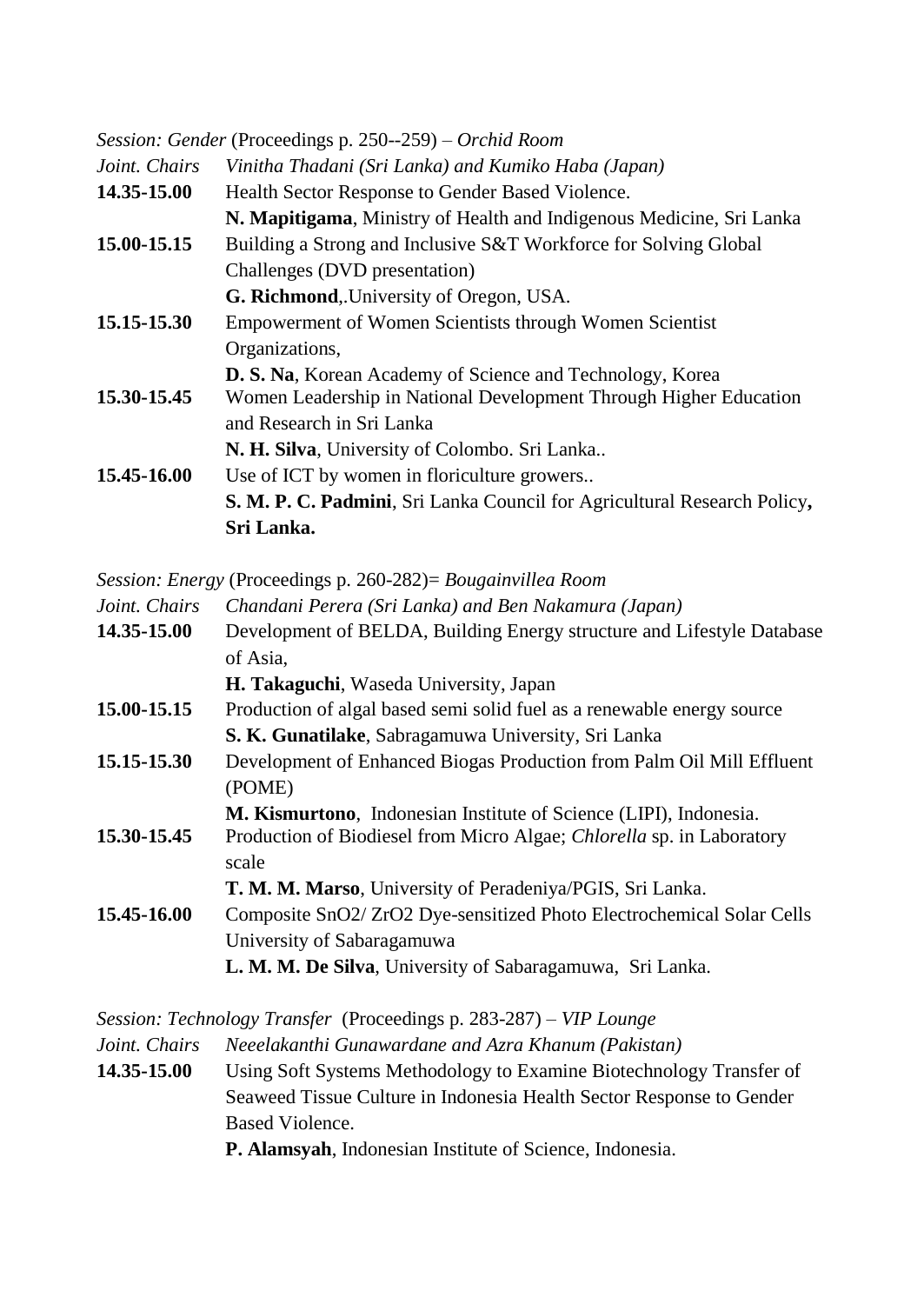*Session: Gender* (Proceedings p. 250--259) – *Orchid Room*

*Joint. Chairs* *Vinitha Thadani (Sri Lanka) and Kumiko Haba (Japan)*

**14.35-15.00** Health Sector Response to Gender Based Violence.
**N. Mapitigama**, Ministry of Health and Indigenous Medicine, Sri Lanka

**15.00-15.15** Building a Strong and Inclusive S&T Workforce for Solving Global Challenges (DVD presentation)
**G. Richmond**,.University of Oregon, USA.

**15.15-15.30** Empowerment of Women Scientists through Women Scientist Organizations,
**D. S. Na**, Korean Academy of Science and Technology, Korea

**15.30-15.45** Women Leadership in National Development Through Higher Education and Research in Sri Lanka
**N. H. Silva**, University of Colombo. Sri Lanka..

**15.45-16.00** Use of ICT by women in floriculture growers..
**S. M. P. C. Padmini**, Sri Lanka Council for Agricultural Research Policy**, Sri Lanka.**

*Session: Energy* (Proceedings p. 260-282)= *Bougainvillea Room*

*Joint. Chairs* *Chandani Perera (Sri Lanka) and Ben Nakamura (Japan)*

**14.35-15.00** Development of BELDA, Building Energy structure and Lifestyle Database of Asia,
**H. Takaguchi**, Waseda University, Japan

**15.00-15.15** Production of algal based semi solid fuel as a renewable energy source
**S. K. Gunatilake**, Sabragamuwa University, Sri Lanka

**15.15-15.30** Development of Enhanced Biogas Production from Palm Oil Mill Effluent (POME)
**M. Kismurtono**, Indonesian Institute of Science (LIPI), Indonesia.

**15.30-15.45** Production of Biodiesel from Micro Algae; *Chlorella* sp. in Laboratory scale
**T. M. M. Marso**, University of Peradeniya/PGIS, Sri Lanka.

**15.45-16.00** Composite SnO2/ ZrO2 Dye-sensitized Photo Electrochemical Solar Cells University of Sabaragamuwa
**L. M. M. De Silva**, University of Sabaragamuwa, Sri Lanka.

*Session: Technology Transfer* (Proceedings p. 283-287) – *VIP Lounge*

*Joint. Chairs* *Neeelakanthi Gunawardane and Azra Khanum (Pakistan)*

**14.35-15.00** Using Soft Systems Methodology to Examine Biotechnology Transfer of Seaweed Tissue Culture in Indonesia Health Sector Response to Gender Based Violence.
**P. Alamsyah**, Indonesian Institute of Science, Indonesia.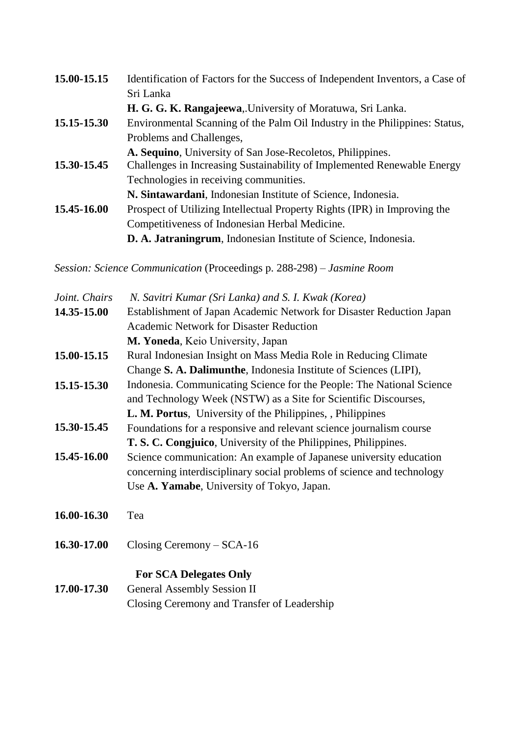**15.00-15.15** Identification of Factors for the Success of Independent Inventors, a Case of Sri Lanka
**H. G. G. K. Rangajeewa**,.University of Moratuwa, Sri Lanka.

**15.15-15.30** Environmental Scanning of the Palm Oil Industry in the Philippines: Status, Problems and Challenges,
**A. Sequino**, University of San Jose-Recoletos, Philippines.

**15.30-15.45** Challenges in Increasing Sustainability of Implemented Renewable Energy Technologies in receiving communities.
**N. Sintawardani**, Indonesian Institute of Science, Indonesia.

**15.45-16.00** Prospect of Utilizing Intellectual Property Rights (IPR) in Improving the Competitiveness of Indonesian Herbal Medicine.
**D. A. Jatraningrum**, Indonesian Institute of Science, Indonesia.

*Session: Science Communication* (Proceedings p. 288-298) – *Jasmine Room*

*Joint. Chairs* *N. Savitri Kumar (Sri Lanka) and S. I. Kwak (Korea)*

**14.35-15.00** Establishment of Japan Academic Network for Disaster Reduction Japan Academic Network for Disaster Reduction
**M. Yoneda**, Keio University, Japan

**15.00-15.15** Rural Indonesian Insight on Mass Media Role in Reducing Climate Change **S. A. Dalimunthe**, Indonesia Institute of Sciences (LIPI),

**15.15-15.30** Indonesia. Communicating Science for the People: The National Science and Technology Week (NSTW) as a Site for Scientific Discourses,
**L. M. Portus**, University of the Philippines, , Philippines

**15.30-15.45** Foundations for a responsive and relevant science journalism course
**T. S. C. Congjuico**, University of the Philippines, Philippines.

**15.45-16.00** Science communication: An example of Japanese university education concerning interdisciplinary social problems of science and technology Use **A. Yamabe**, University of Tokyo, Japan.

**16.00-16.30** Tea

**16.30-17.00** Closing Ceremony – SCA-16

**For SCA Delegates Only**

**17.00-17.30** General Assembly Session II
Closing Ceremony and Transfer of Leadership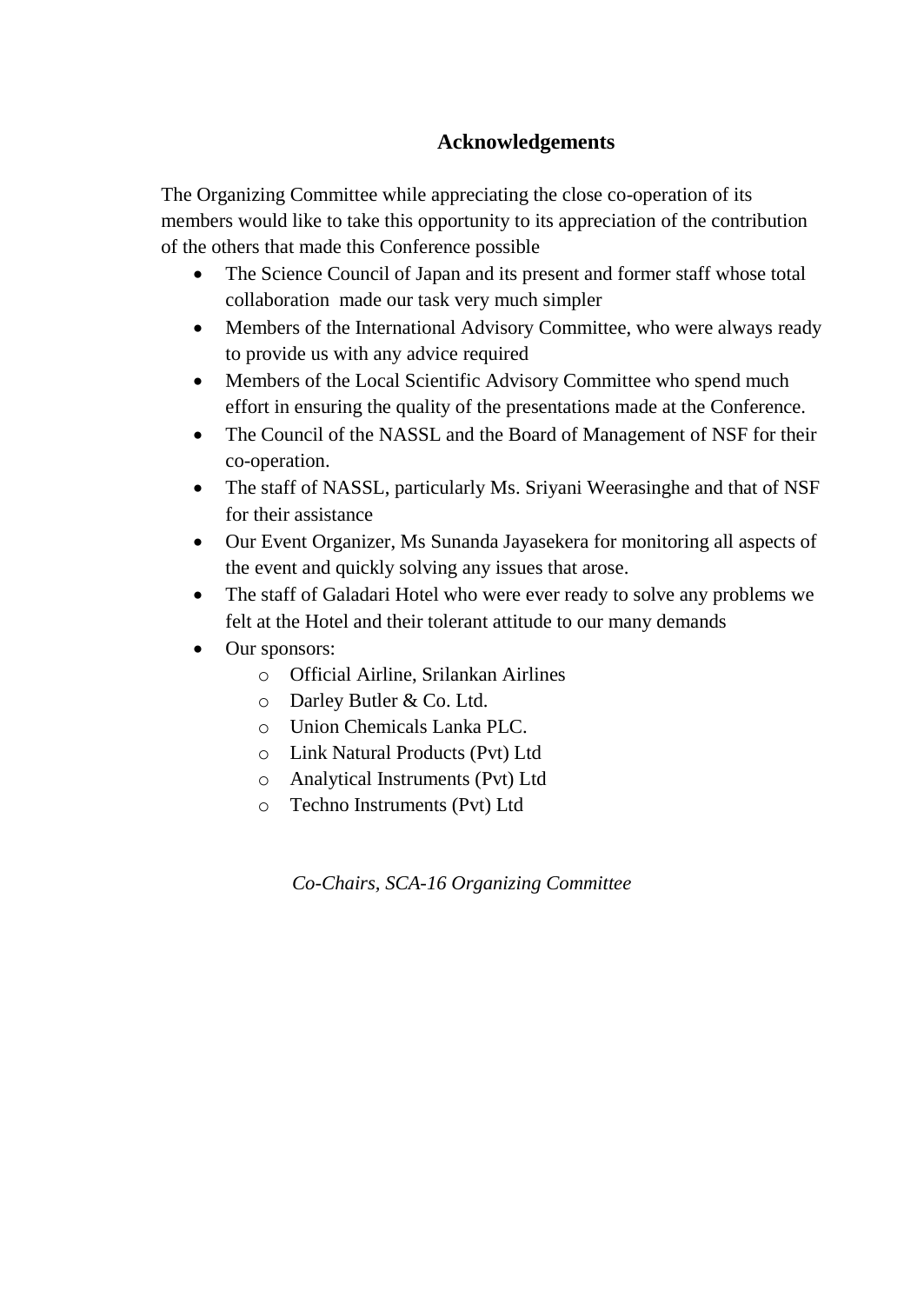## Acknowledgements

The Organizing Committee while appreciating the close co-operation of its members would like to take this opportunity to its appreciation of the contribution of the others that made this Conference possible

- The Science Council of Japan and its present and former staff whose total collaboration  made our task very much simpler
- Members of the International Advisory Committee, who were always ready to provide us with any advice required
- Members of the Local Scientific Advisory Committee who spend much effort in ensuring the quality of the presentations made at the Conference.
- The Council of the NASSL and the Board of Management of NSF for their co-operation.
- The staff of NASSL, particularly Ms. Sriyani Weerasinghe and that of NSF for their assistance
- Our Event Organizer, Ms Sunanda Jayasekera for monitoring all aspects of the event and quickly solving any issues that arose.
- The staff of Galadari Hotel who were ever ready to solve any problems we felt at the Hotel and their tolerant attitude to our many demands
- Our sponsors:
    - Official Airline, Srilankan Airlines
    - Darley Butler & Co. Ltd.
    - Union Chemicals Lanka PLC.
    - Link Natural Products (Pvt) Ltd
    - Analytical Instruments (Pvt) Ltd
    - Techno Instruments (Pvt) Ltd

*Co-Chairs, SCA-16 Organizing Committee*